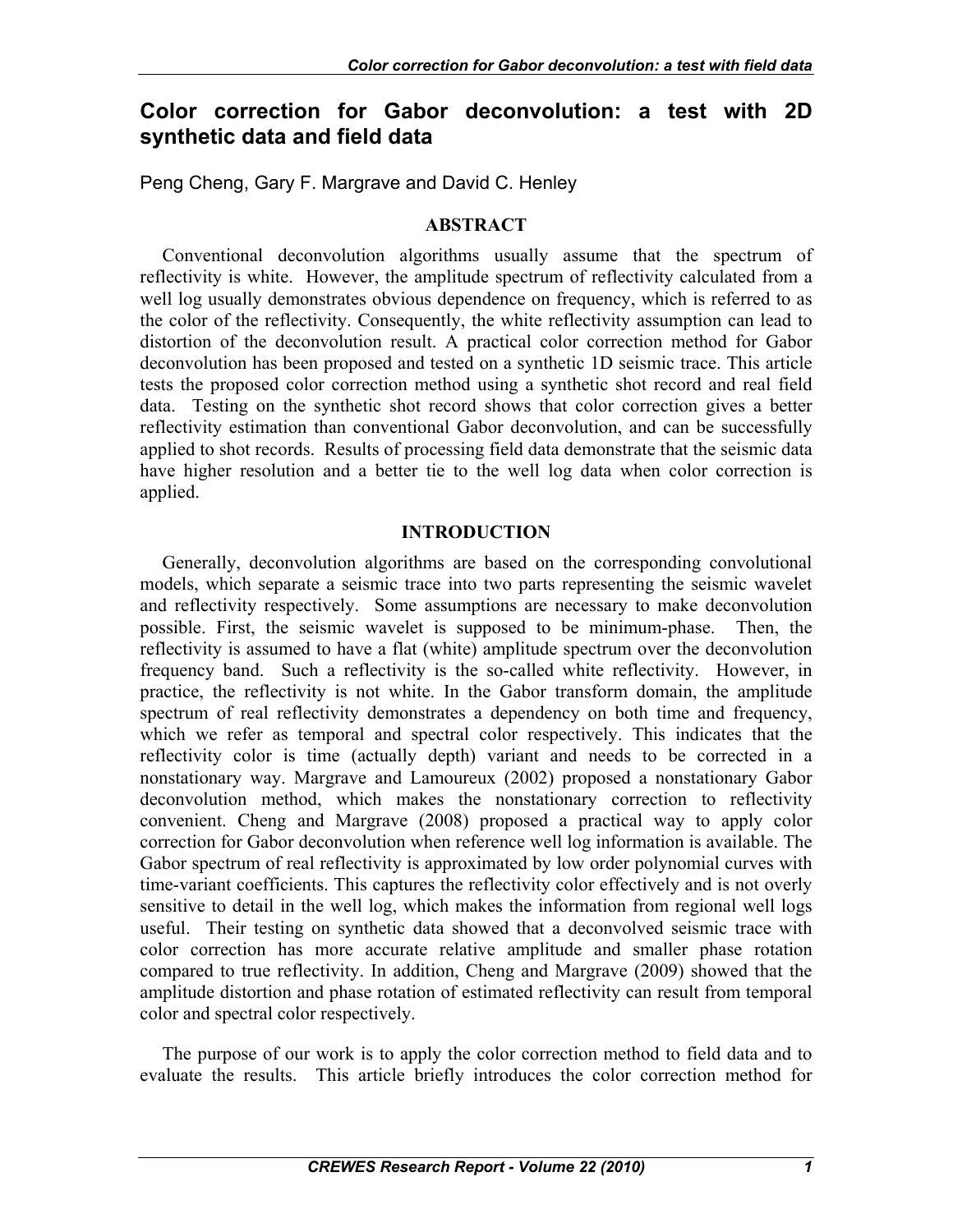# Color correction for Gabor deconvolution: a test with 2D synthetic data and field data

Peng Cheng, Gary F. Margrave and David C. Henley

## ABSTRACT

Conventional deconvolution algorithms usually assume that the spectrum of reflectivity is white. However, the amplitude spectrum of reflectivity calculated from a well log usually demonstrates obvious dependence on frequency, which is referred to as the color of the reflectivity. Consequently, the white reflectivity assumption can lead to distortion of the deconvolution result. A practical color correction method for Gabor deconvolution has been proposed and tested on a synthetic 1D seismic trace. This article tests the proposed color correction method using a synthetic shot record and real field data. Testing on the synthetic shot record shows that color correction gives a better reflectivity estimation than conventional Gabor deconvolution, and can be successfully applied to shot records. Results of processing field data demonstrate that the seismic data have higher resolution and a better tie to the well log data when color correction is applied.

## INTRODUCTION

Generally, deconvolution algorithms are based on the corresponding convolutional models, which separate a seismic trace into two parts representing the seismic wavelet and reflectivity respectively. Some assumptions are necessary to make deconvolution possible. First, the seismic wavelet is supposed to be minimum-phase. Then, the reflectivity is assumed to have a flat (white) amplitude spectrum over the deconvolution frequency band. Such a reflectivity is the so-called white reflectivity. However, in practice, the reflectivity is not white. In the Gabor transform domain, the amplitude spectrum of real reflectivity demonstrates a dependency on both time and frequency, which we refer as temporal and spectral color respectively. This indicates that the reflectivity color is time (actually depth) variant and needs to be corrected in a nonstationary way. Margrave and Lamoureux (2002) proposed a nonstationary Gabor deconvolution method, which makes the nonstationary correction to reflectivity convenient. Cheng and Margrave (2008) proposed a practical way to apply color correction for Gabor deconvolution when reference well log information is available. The Gabor spectrum of real reflectivity is approximated by low order polynomial curves with time-variant coefficients. This captures the reflectivity color effectively and is not overly sensitive to detail in the well log, which makes the information from regional well logs useful. Their testing on synthetic data showed that a deconvolved seismic trace with color correction has more accurate relative amplitude and smaller phase rotation compared to true reflectivity. In addition, Cheng and Margrave (2009) showed that the amplitude distortion and phase rotation of estimated reflectivity can result from temporal color and spectral color respectively.

The purpose of our work is to apply the color correction method to field data and to evaluate the results. This article briefly introduces the color correction method for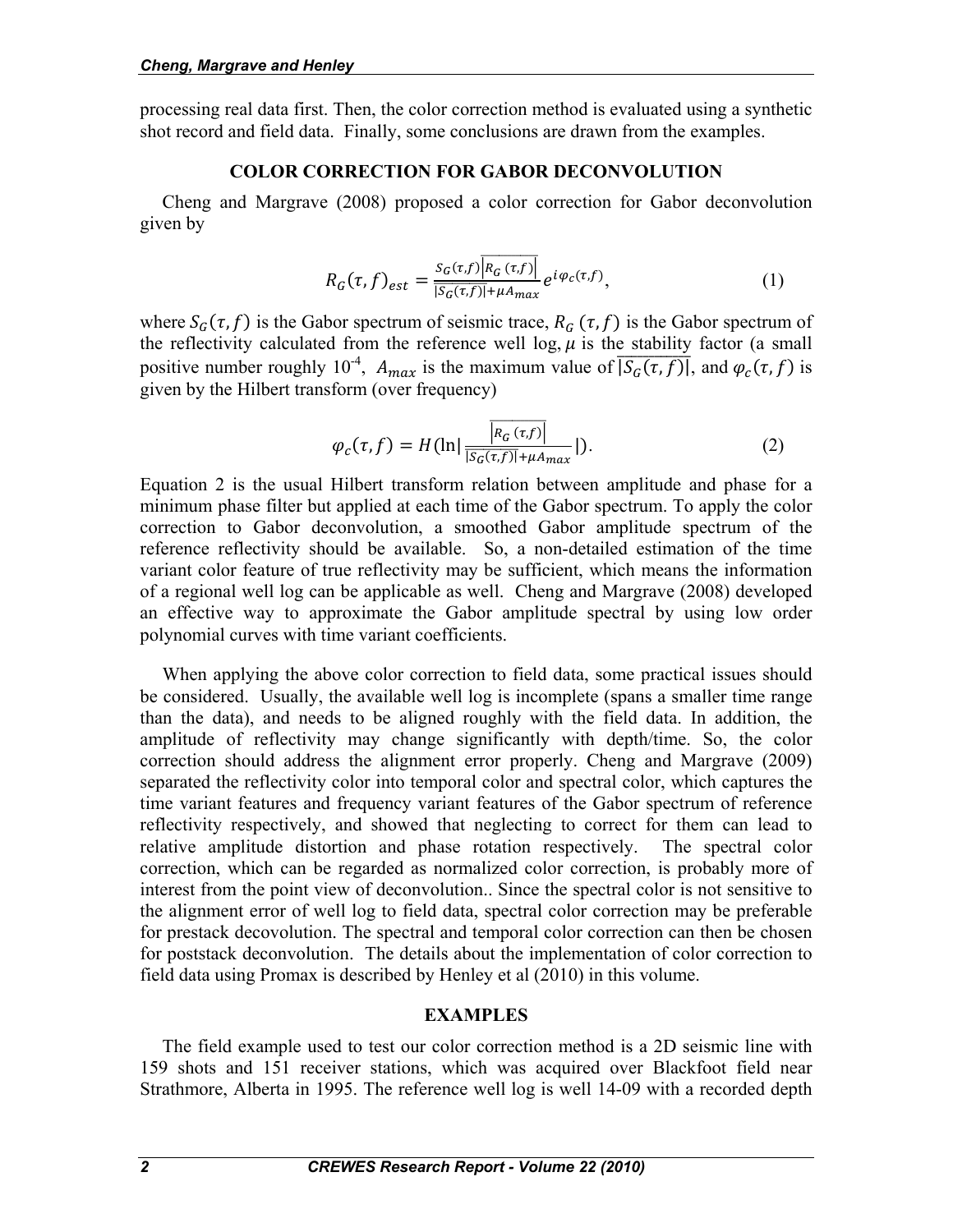processing real data first. Then, the color correction method is evaluated using a synthetic shot record and field data. Finally, some conclusions are drawn from the examples.

## COLOR CORRECTION FOR GABOR DECONVOLUTION

Cheng and Margrave (2008) proposed a color correction for Gabor deconvolution given by

$$R_G(\tau, f)_{est} = \frac{S_G(\tau,f)\overline{\left|R_G(\tau,f)\right|}}{\overline{|S_G(\tau,f)|}+\mu A_{max}} e^{i\varphi_c(\tau,f)}, \tag{1}$$

where $S_G(\tau, f)$ is the Gabor spectrum of seismic trace, $R_G(\tau, f)$ is the Gabor spectrum of the reflectivity calculated from the reference well log, $\mu$ is the stability factor (a small positive number roughly $10^{-4}$, $A_{max}$ is the maximum value of $\overline{|S_G(\tau, f)|}$, and $\varphi_c(\tau, f)$ is given by the Hilbert transform (over frequency)

$$\varphi_c(\tau, f) = H(\ln|\frac{\overline{\left|R_G(\tau,f)\right|}}{\overline{|S_G(\tau,f)|}+\mu A_{max}}|). \tag{2}$$

Equation 2 is the usual Hilbert transform relation between amplitude and phase for a minimum phase filter but applied at each time of the Gabor spectrum. To apply the color correction to Gabor deconvolution, a smoothed Gabor amplitude spectrum of the reference reflectivity should be available. So, a non-detailed estimation of the time variant color feature of true reflectivity may be sufficient, which means the information of a regional well log can be applicable as well. Cheng and Margrave (2008) developed an effective way to approximate the Gabor amplitude spectral by using low order polynomial curves with time variant coefficients.

When applying the above color correction to field data, some practical issues should be considered. Usually, the available well log is incomplete (spans a smaller time range than the data), and needs to be aligned roughly with the field data. In addition, the amplitude of reflectivity may change significantly with depth/time. So, the color correction should address the alignment error properly. Cheng and Margrave (2009) separated the reflectivity color into temporal color and spectral color, which captures the time variant features and frequency variant features of the Gabor spectrum of reference reflectivity respectively, and showed that neglecting to correct for them can lead to relative amplitude distortion and phase rotation respectively. The spectral color correction, which can be regarded as normalized color correction, is probably more of interest from the point view of deconvolution.. Since the spectral color is not sensitive to the alignment error of well log to field data, spectral color correction may be preferable for prestack decovolution. The spectral and temporal color correction can then be chosen for poststack deconvolution. The details about the implementation of color correction to field data using Promax is described by Henley et al (2010) in this volume.

## EXAMPLES

The field example used to test our color correction method is a 2D seismic line with 159 shots and 151 receiver stations, which was acquired over Blackfoot field near Strathmore, Alberta in 1995. The reference well log is well 14-09 with a recorded depth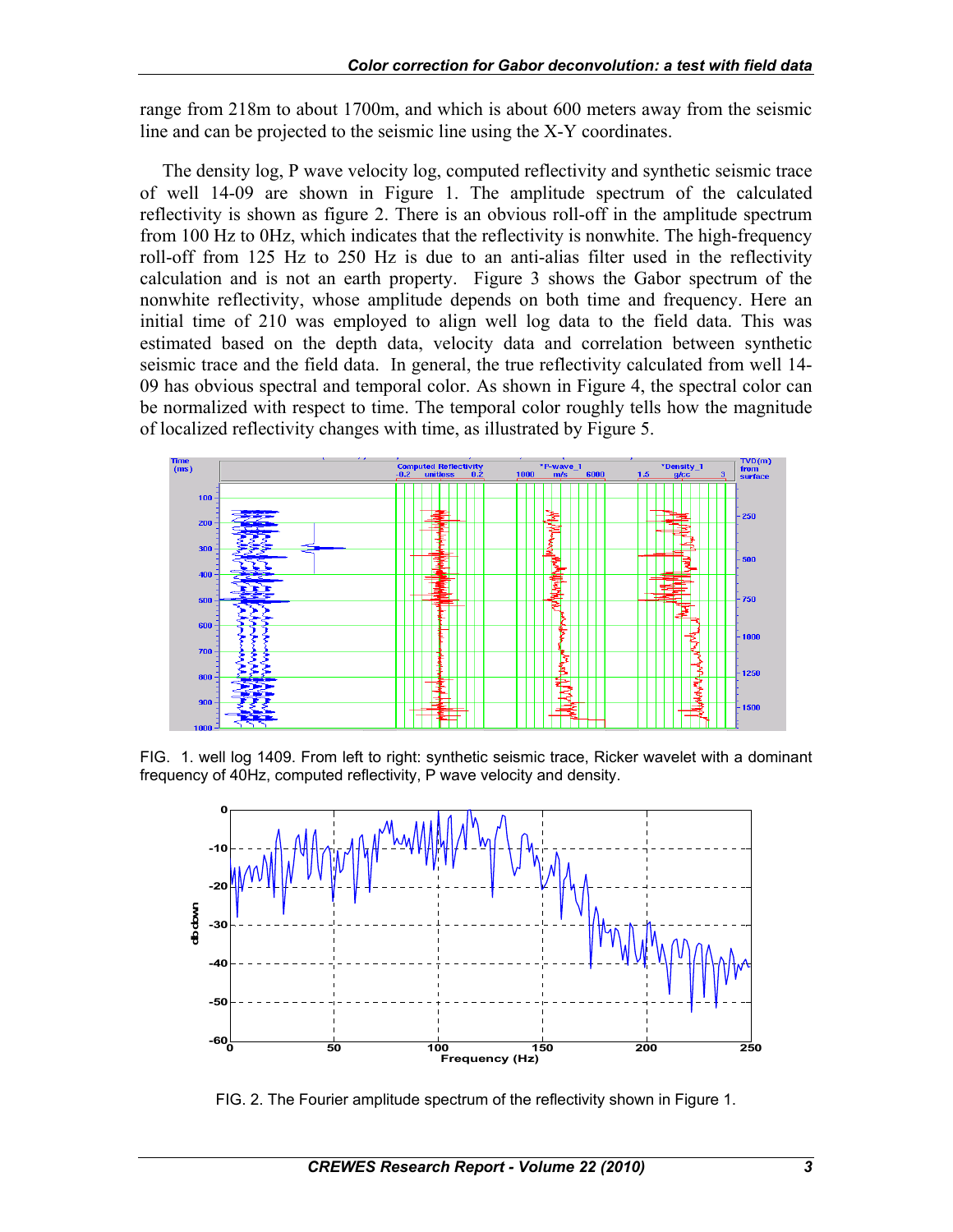range from 218m to about 1700m, and which is about 600 meters away from the seismic line and can be projected to the seismic line using the X-Y coordinates.

The density log, P wave velocity log, computed reflectivity and synthetic seismic trace of well 14-09 are shown in Figure 1. The amplitude spectrum of the calculated reflectivity is shown as figure 2. There is an obvious roll-off in the amplitude spectrum from 100 Hz to 0Hz, which indicates that the reflectivity is nonwhite. The high-frequency roll-off from 125 Hz to 250 Hz is due to an anti-alias filter used in the reflectivity calculation and is not an earth property. Figure 3 shows the Gabor spectrum of the nonwhite reflectivity, whose amplitude depends on both time and frequency. Here an initial time of 210 was employed to align well log data to the field data. This was estimated based on the depth data, velocity data and correlation between synthetic seismic trace and the field data. In general, the true reflectivity calculated from well 14-09 has obvious spectral and temporal color. As shown in Figure 4, the spectral color can be normalized with respect to time. The temporal color roughly tells how the magnitude of localized reflectivity changes with time, as illustrated by Figure 5.

FIG. 1. well log 1409. From left to right: synthetic seismic trace, Ricker wavelet with a dominant frequency of 40Hz, computed reflectivity, P wave velocity and density.

FIG. 2. The Fourier amplitude spectrum of the reflectivity shown in Figure 1.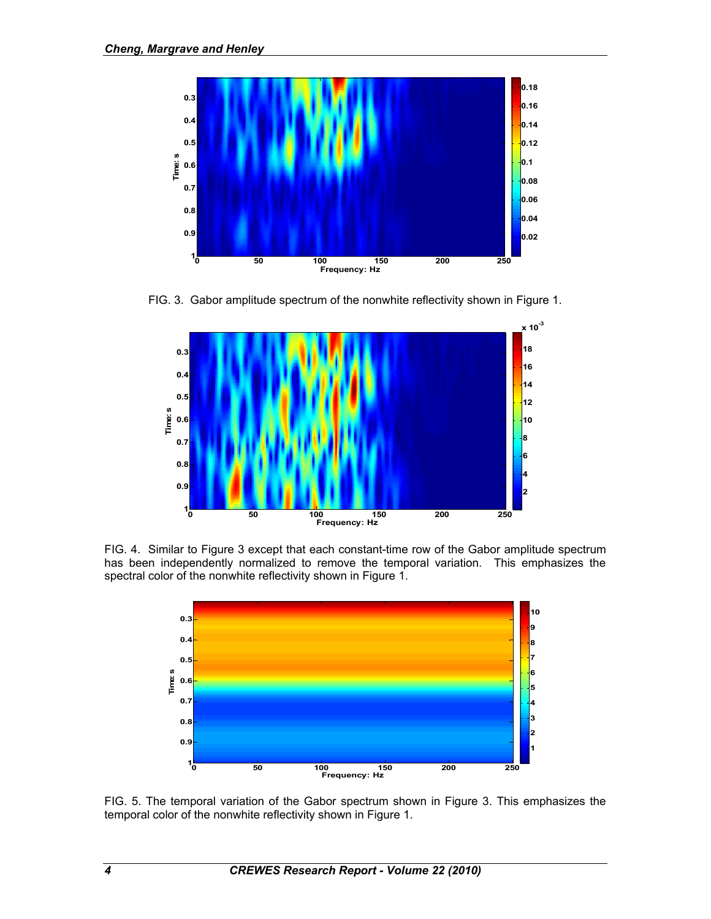FIG. 3. Gabor amplitude spectrum of the nonwhite reflectivity shown in Figure 1.

FIG. 4. Similar to Figure 3 except that each constant-time row of the Gabor amplitude spectrum has been independently normalized to remove the temporal variation. This emphasizes the spectral color of the nonwhite reflectivity shown in Figure 1.

FIG. 5. The temporal variation of the Gabor spectrum shown in Figure 3. This emphasizes the temporal color of the nonwhite reflectivity shown in Figure 1.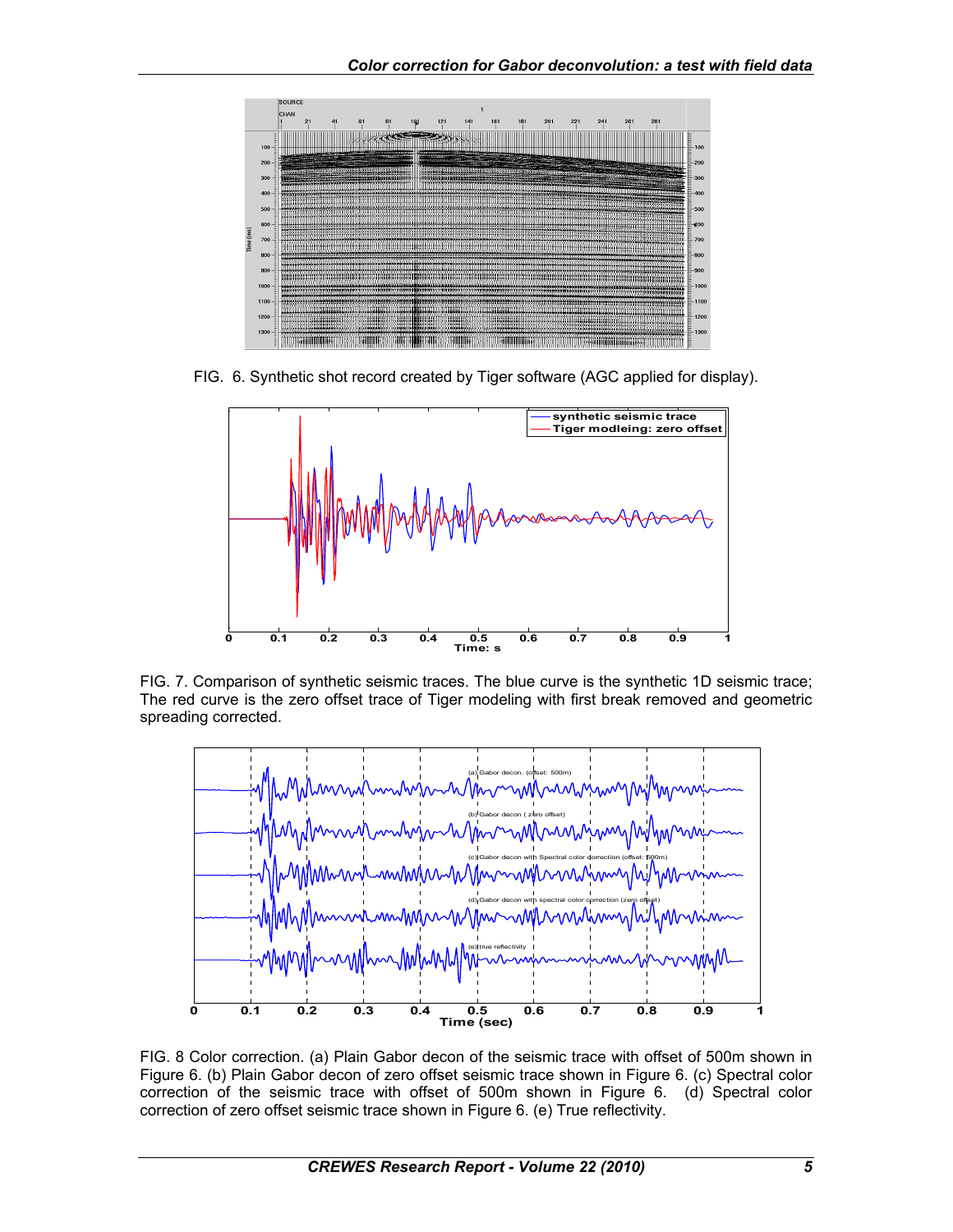FIG. 6. Synthetic shot record created by Tiger software (AGC applied for display).

FIG. 7. Comparison of synthetic seismic traces. The blue curve is the synthetic 1D seismic trace; The red curve is the zero offset trace of Tiger modeling with first break removed and geometric spreading corrected.

FIG. 8 Color correction. (a) Plain Gabor decon of the seismic trace with offset of 500m shown in Figure 6. (b) Plain Gabor decon of zero offset seismic trace shown in Figure 6. (c) Spectral color correction of the seismic trace with offset of 500m shown in Figure 6. (d) Spectral color correction of zero offset seismic trace shown in Figure 6. (e) True reflectivity.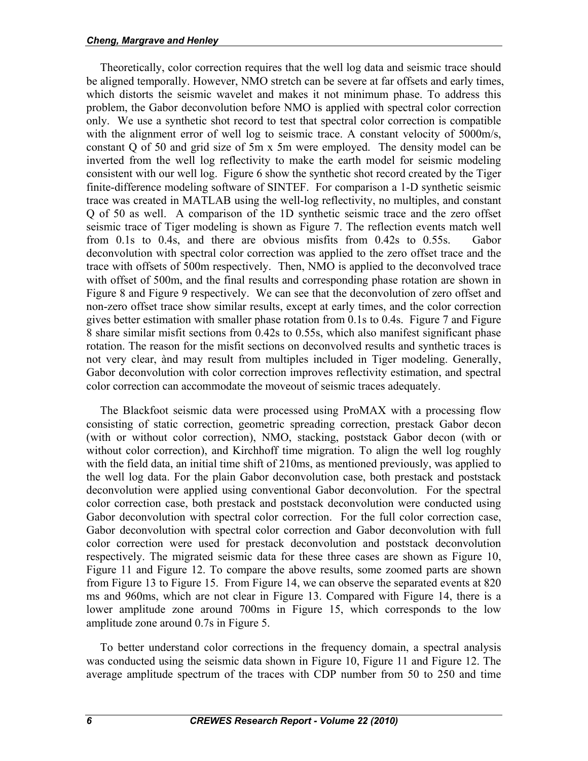Theoretically, color correction requires that the well log data and seismic trace should be aligned temporally. However, NMO stretch can be severe at far offsets and early times, which distorts the seismic wavelet and makes it not minimum phase. To address this problem, the Gabor deconvolution before NMO is applied with spectral color correction only. We use a synthetic shot record to test that spectral color correction is compatible with the alignment error of well log to seismic trace. A constant velocity of 5000m/s, constant Q of 50 and grid size of 5m x 5m were employed. The density model can be inverted from the well log reflectivity to make the earth model for seismic modeling consistent with our well log. Figure 6 show the synthetic shot record created by the Tiger finite-difference modeling software of SINTEF. For comparison a 1-D synthetic seismic trace was created in MATLAB using the well-log reflectivity, no multiples, and constant Q of 50 as well. A comparison of the 1D synthetic seismic trace and the zero offset seismic trace of Tiger modeling is shown as Figure 7. The reflection events match well from 0.1s to 0.4s, and there are obvious misfits from 0.42s to 0.55s. Gabor deconvolution with spectral color correction was applied to the zero offset trace and the trace with offsets of 500m respectively. Then, NMO is applied to the deconvolved trace with offset of 500m, and the final results and corresponding phase rotation are shown in Figure 8 and Figure 9 respectively. We can see that the deconvolution of zero offset and non-zero offset trace show similar results, except at early times, and the color correction gives better estimation with smaller phase rotation from 0.1s to 0.4s. Figure 7 and Figure 8 share similar misfit sections from 0.42s to 0.55s, which also manifest significant phase rotation. The reason for the misfit sections on deconvolved results and synthetic traces is not very clear, ànd may result from multiples included in Tiger modeling. Generally, Gabor deconvolution with color correction improves reflectivity estimation, and spectral color correction can accommodate the moveout of seismic traces adequately.

The Blackfoot seismic data were processed using ProMAX with a processing flow consisting of static correction, geometric spreading correction, prestack Gabor decon (with or without color correction), NMO, stacking, poststack Gabor decon (with or without color correction), and Kirchhoff time migration. To align the well log roughly with the field data, an initial time shift of 210ms, as mentioned previously, was applied to the well log data. For the plain Gabor deconvolution case, both prestack and poststack deconvolution were applied using conventional Gabor deconvolution. For the spectral color correction case, both prestack and poststack deconvolution were conducted using Gabor deconvolution with spectral color correction. For the full color correction case, Gabor deconvolution with spectral color correction and Gabor deconvolution with full color correction were used for prestack deconvolution and poststack deconvolution respectively. The migrated seismic data for these three cases are shown as Figure 10, Figure 11 and Figure 12. To compare the above results, some zoomed parts are shown from Figure 13 to Figure 15. From Figure 14, we can observe the separated events at 820 ms and 960ms, which are not clear in Figure 13. Compared with Figure 14, there is a lower amplitude zone around 700ms in Figure 15, which corresponds to the low amplitude zone around 0.7s in Figure 5.

To better understand color corrections in the frequency domain, a spectral analysis was conducted using the seismic data shown in Figure 10, Figure 11 and Figure 12. The average amplitude spectrum of the traces with CDP number from 50 to 250 and time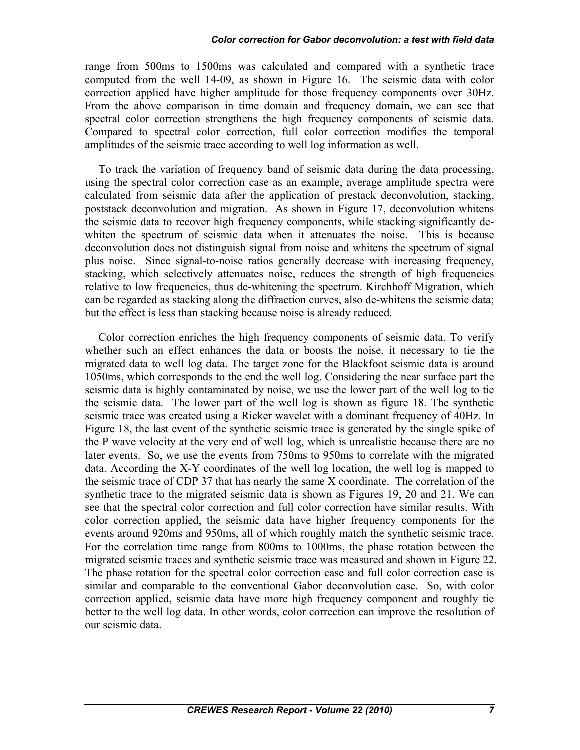range from 500ms to 1500ms was calculated and compared with a synthetic trace computed from the well 14-09, as shown in Figure 16. The seismic data with color correction applied have higher amplitude for those frequency components over 30Hz. From the above comparison in time domain and frequency domain, we can see that spectral color correction strengthens the high frequency components of seismic data. Compared to spectral color correction, full color correction modifies the temporal amplitudes of the seismic trace according to well log information as well.

To track the variation of frequency band of seismic data during the data processing, using the spectral color correction case as an example, average amplitude spectra were calculated from seismic data after the application of prestack deconvolution, stacking, poststack deconvolution and migration. As shown in Figure 17, deconvolution whitens the seismic data to recover high frequency components, while stacking significantly de-whiten the spectrum of seismic data when it attenuates the noise. This is because deconvolution does not distinguish signal from noise and whitens the spectrum of signal plus noise. Since signal-to-noise ratios generally decrease with increasing frequency, stacking, which selectively attenuates noise, reduces the strength of high frequencies relative to low frequencies, thus de-whitening the spectrum. Kirchhoff Migration, which can be regarded as stacking along the diffraction curves, also de-whitens the seismic data; but the effect is less than stacking because noise is already reduced.

Color correction enriches the high frequency components of seismic data. To verify whether such an effect enhances the data or boosts the noise, it necessary to tie the migrated data to well log data. The target zone for the Blackfoot seismic data is around 1050ms, which corresponds to the end the well log. Considering the near surface part the seismic data is highly contaminated by noise, we use the lower part of the well log to tie the seismic data. The lower part of the well log is shown as figure 18. The synthetic seismic trace was created using a Ricker wavelet with a dominant frequency of 40Hz. In Figure 18, the last event of the synthetic seismic trace is generated by the single spike of the P wave velocity at the very end of well log, which is unrealistic because there are no later events. So, we use the events from 750ms to 950ms to correlate with the migrated data. According the X-Y coordinates of the well log location, the well log is mapped to the seismic trace of CDP 37 that has nearly the same X coordinate. The correlation of the synthetic trace to the migrated seismic data is shown as Figures 19, 20 and 21. We can see that the spectral color correction and full color correction have similar results. With color correction applied, the seismic data have higher frequency components for the events around 920ms and 950ms, all of which roughly match the synthetic seismic trace. For the correlation time range from 800ms to 1000ms, the phase rotation between the migrated seismic traces and synthetic seismic trace was measured and shown in Figure 22. The phase rotation for the spectral color correction case and full color correction case is similar and comparable to the conventional Gabor deconvolution case. So, with color correction applied, seismic data have more high frequency component and roughly tie better to the well log data. In other words, color correction can improve the resolution of our seismic data.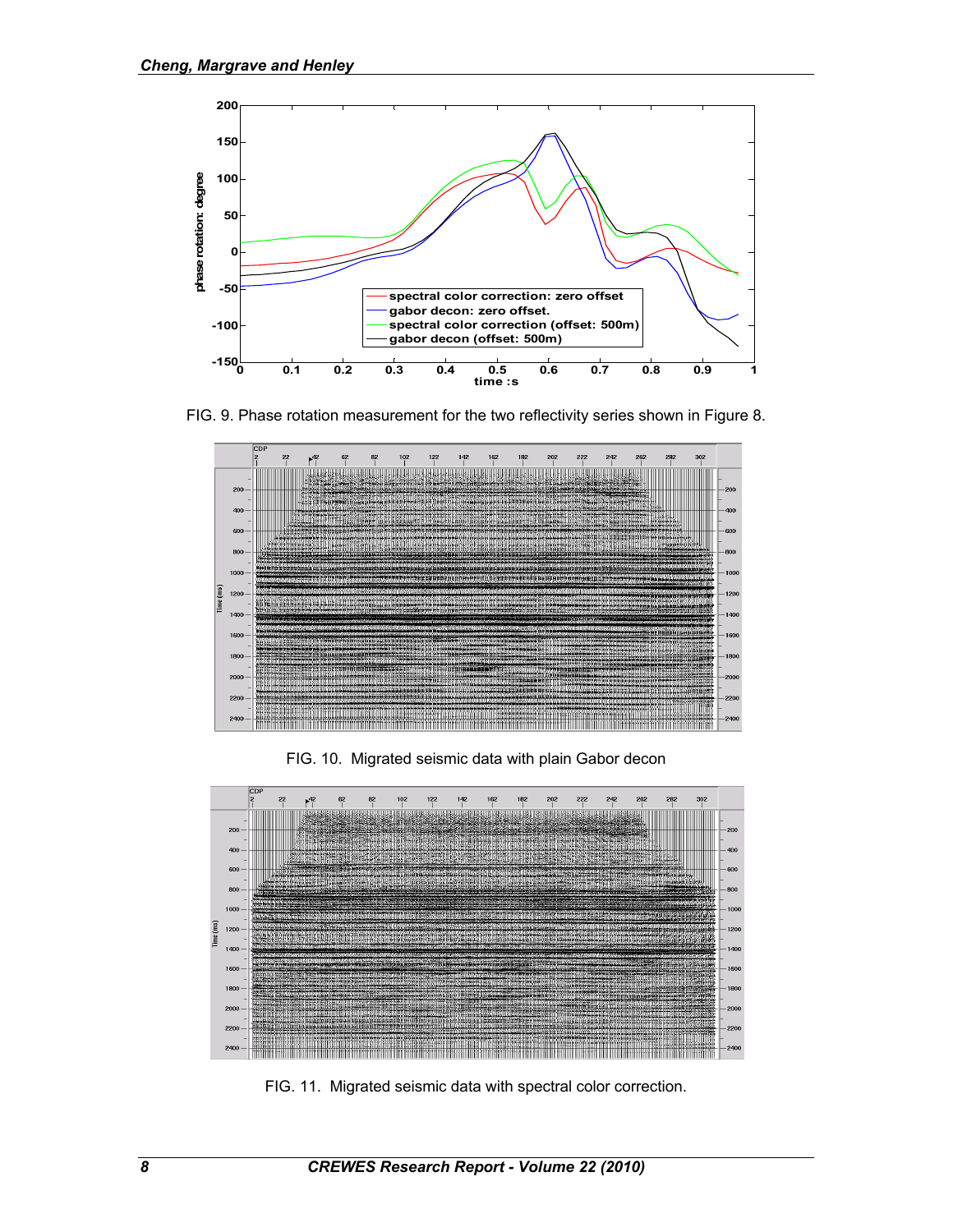FIG. 9. Phase rotation measurement for the two reflectivity series shown in Figure 8.

FIG. 10. Migrated seismic data with plain Gabor decon

FIG. 11. Migrated seismic data with spectral color correction.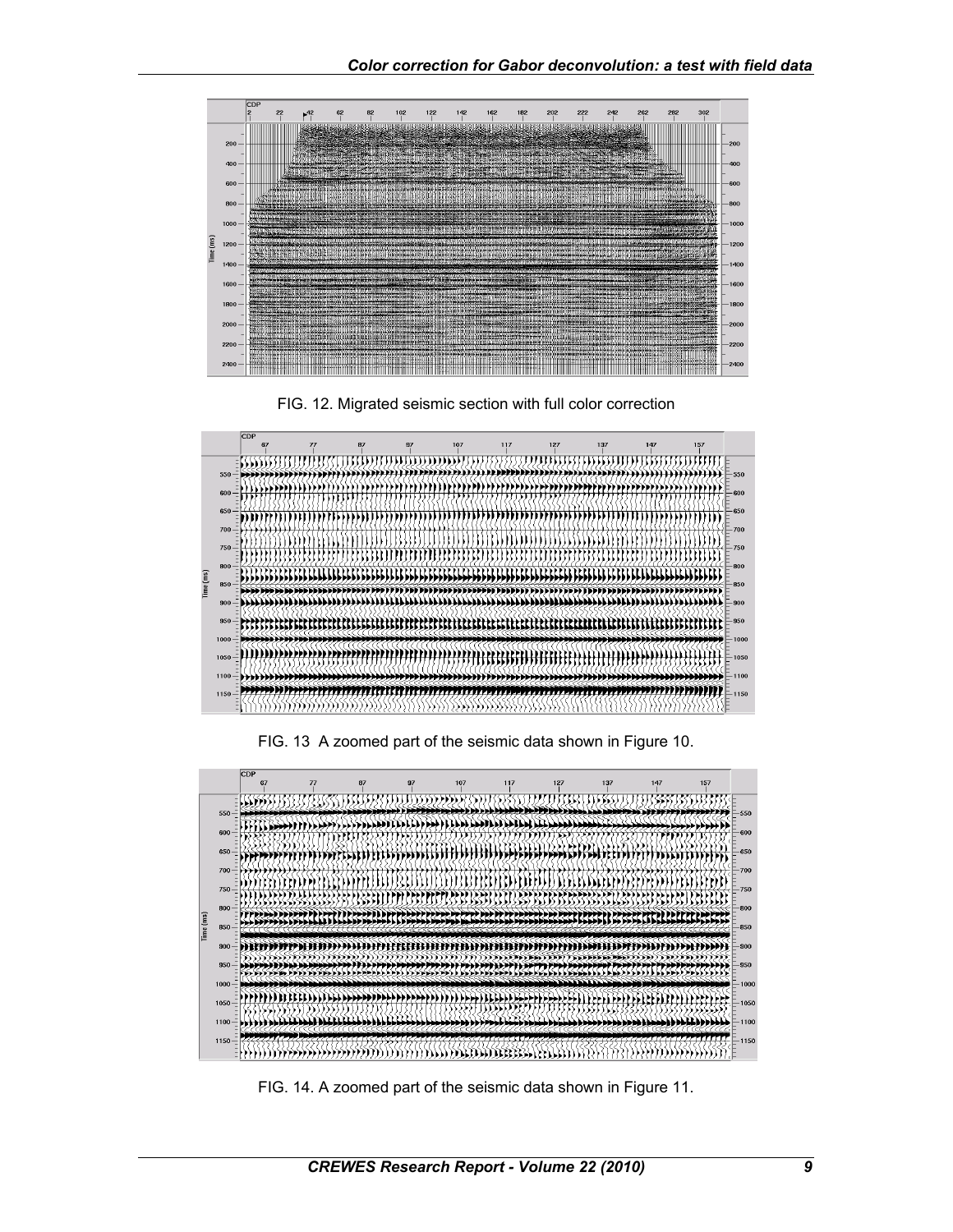FIG. 12. Migrated seismic section with full color correction

FIG. 13 A zoomed part of the seismic data shown in Figure 10.

FIG. 14. A zoomed part of the seismic data shown in Figure 11.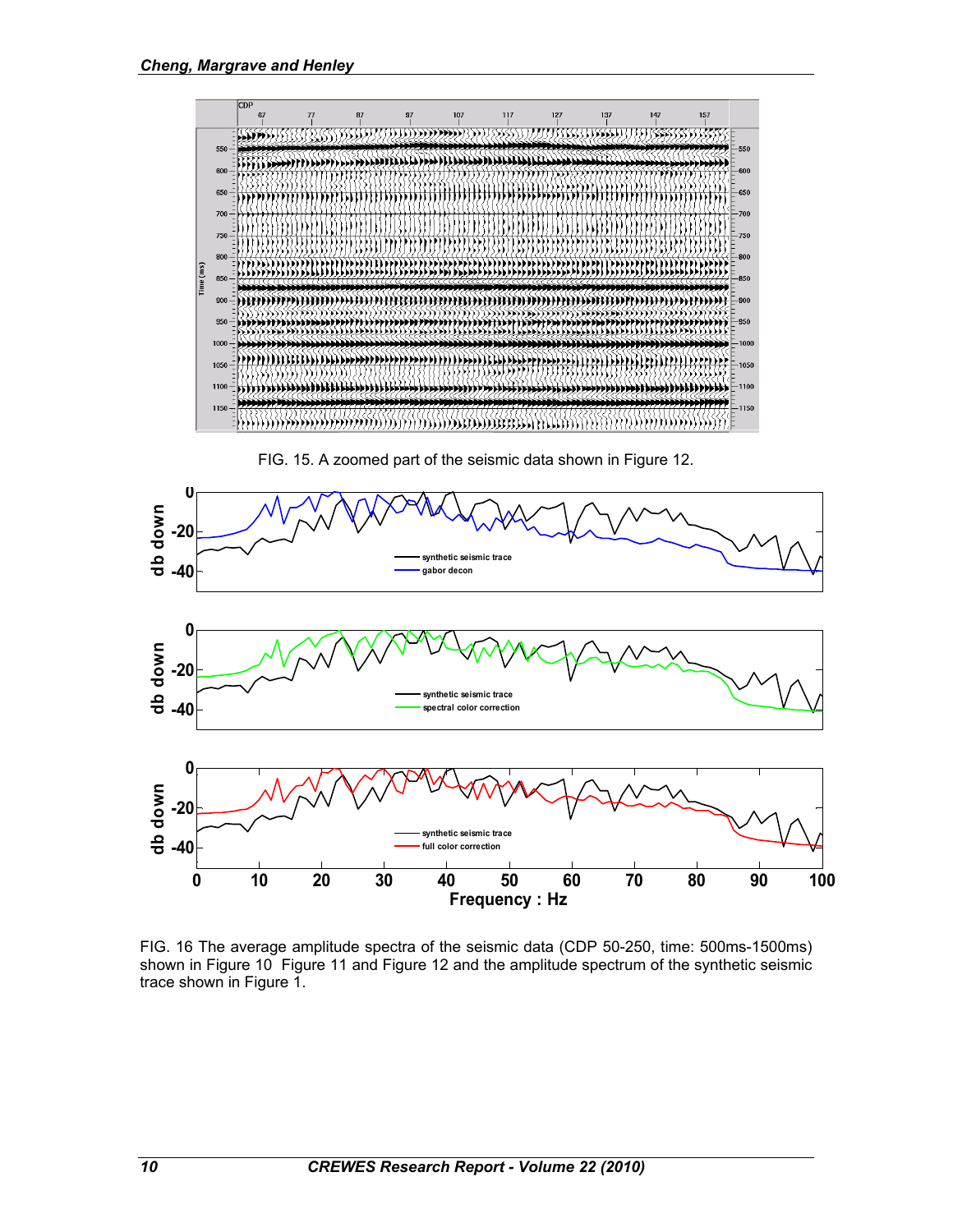FIG. 15. A zoomed part of the seismic data shown in Figure 12.

FIG. 16 The average amplitude spectra of the seismic data (CDP 50-250, time: 500ms-1500ms) shown in Figure 10 Figure 11 and Figure 12 and the amplitude spectrum of the synthetic seismic trace shown in Figure 1.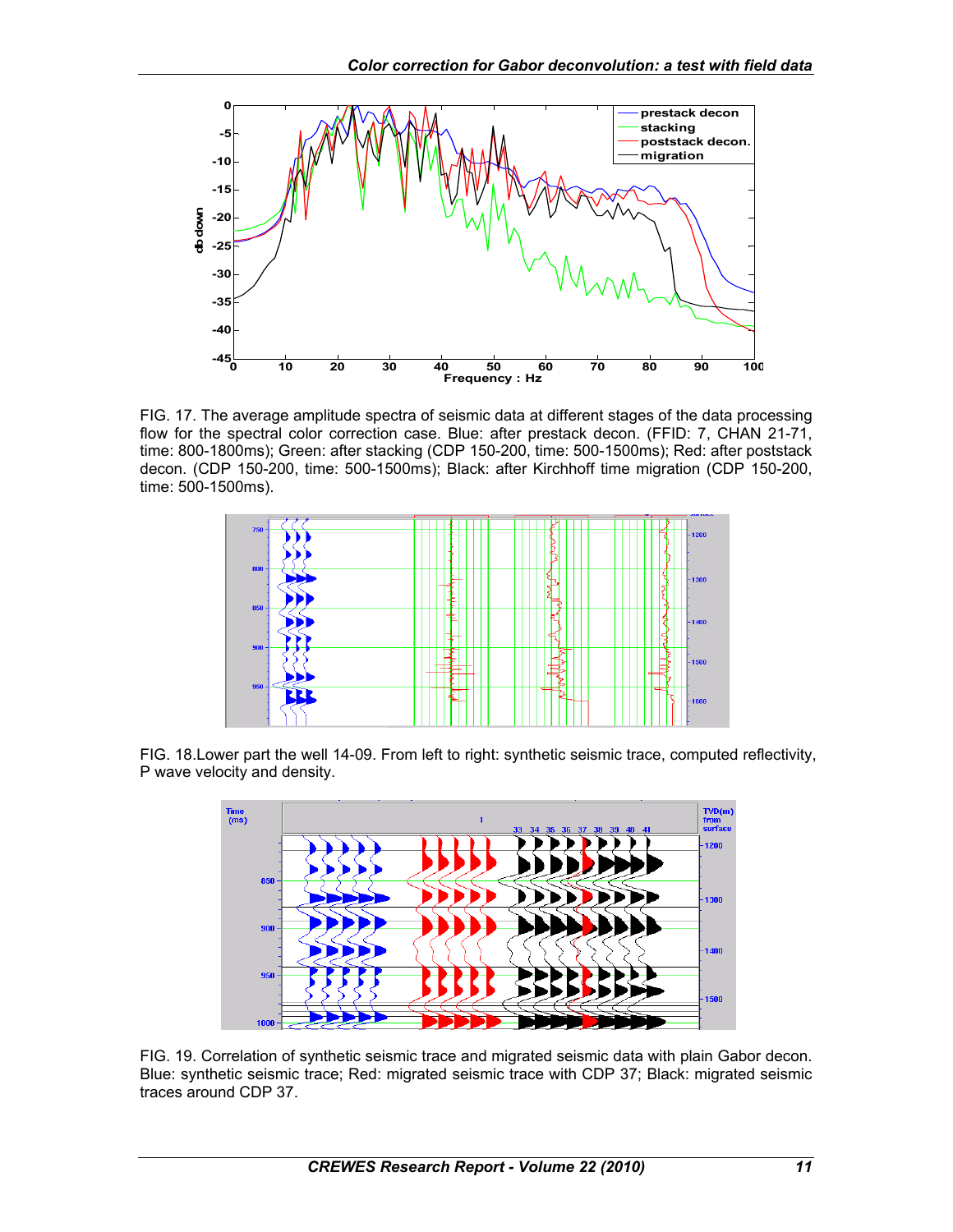FIG. 17. The average amplitude spectra of seismic data at different stages of the data processing flow for the spectral color correction case. Blue: after prestack decon. (FFID: 7, CHAN 21-71, time: 800-1800ms); Green: after stacking (CDP 150-200, time: 500-1500ms); Red: after poststack decon. (CDP 150-200, time: 500-1500ms); Black: after Kirchhoff time migration (CDP 150-200, time: 500-1500ms).

FIG. 18.Lower part the well 14-09. From left to right: synthetic seismic trace, computed reflectivity, P wave velocity and density.

FIG. 19. Correlation of synthetic seismic trace and migrated seismic data with plain Gabor decon. Blue: synthetic seismic trace; Red: migrated seismic trace with CDP 37; Black: migrated seismic traces around CDP 37.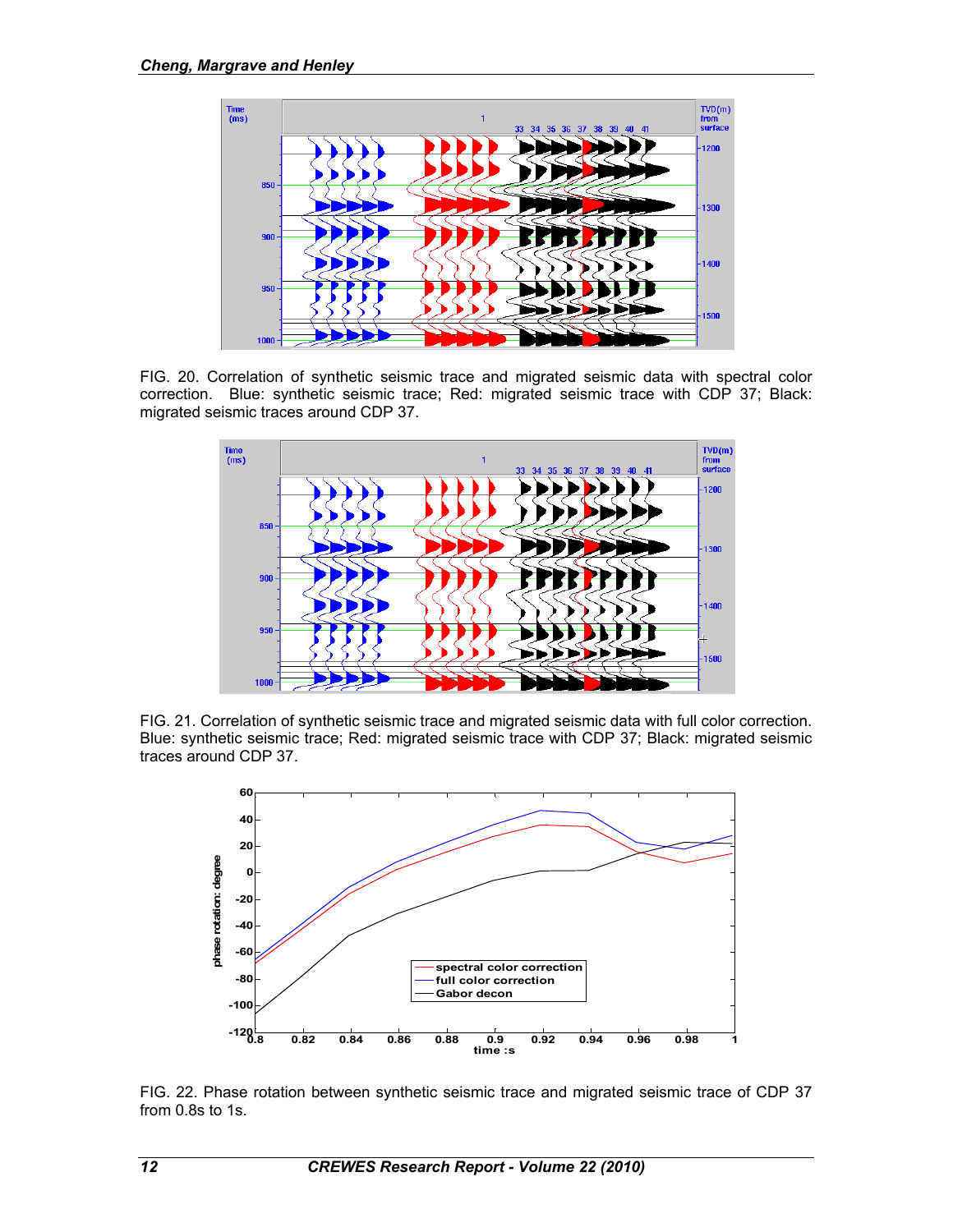FIG. 20. Correlation of synthetic seismic trace and migrated seismic data with spectral color correction. Blue: synthetic seismic trace; Red: migrated seismic trace with CDP 37; Black: migrated seismic traces around CDP 37.

FIG. 21. Correlation of synthetic seismic trace and migrated seismic data with full color correction. Blue: synthetic seismic trace; Red: migrated seismic trace with CDP 37; Black: migrated seismic traces around CDP 37.

FIG. 22. Phase rotation between synthetic seismic trace and migrated seismic trace of CDP 37 from 0.8s to 1s.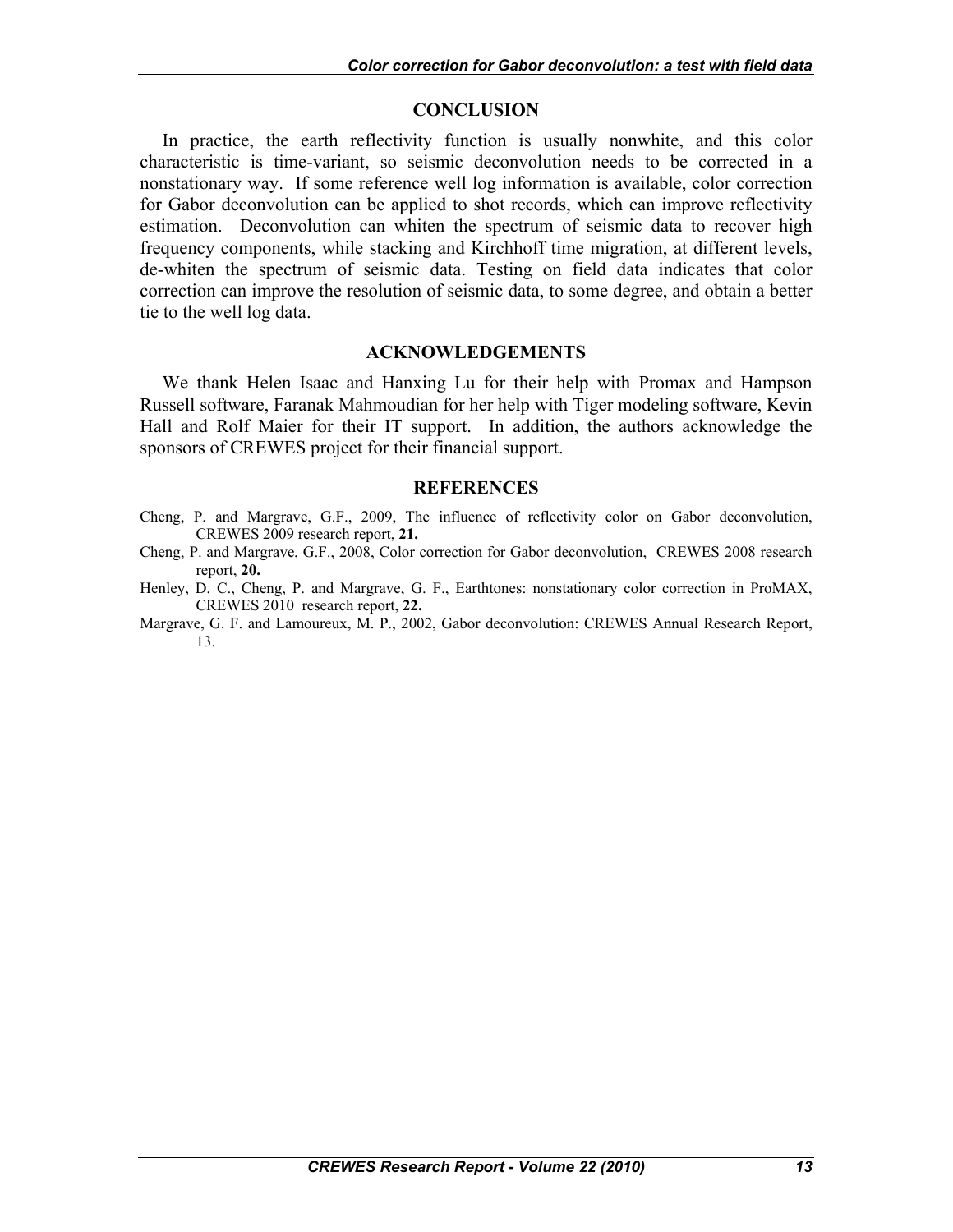## CONCLUSION

In practice, the earth reflectivity function is usually nonwhite, and this color characteristic is time-variant, so seismic deconvolution needs to be corrected in a nonstationary way. If some reference well log information is available, color correction for Gabor deconvolution can be applied to shot records, which can improve reflectivity estimation. Deconvolution can whiten the spectrum of seismic data to recover high frequency components, while stacking and Kirchhoff time migration, at different levels, de-whiten the spectrum of seismic data. Testing on field data indicates that color correction can improve the resolution of seismic data, to some degree, and obtain a better tie to the well log data.

## ACKNOWLEDGEMENTS

We thank Helen Isaac and Hanxing Lu for their help with Promax and Hampson Russell software, Faranak Mahmoudian for her help with Tiger modeling software, Kevin Hall and Rolf Maier for their IT support. In addition, the authors acknowledge the sponsors of CREWES project for their financial support.

## REFERENCES

Cheng, P. and Margrave, G.F., 2009, The influence of reflectivity color on Gabor deconvolution, CREWES 2009 research report, **21.**

Cheng, P. and Margrave, G.F., 2008, Color correction for Gabor deconvolution, CREWES 2008 research report, **20.**

Henley, D. C., Cheng, P. and Margrave, G. F., Earthtones: nonstationary color correction in ProMAX, CREWES 2010 research report, **22.**

Margrave, G. F. and Lamoureux, M. P., 2002, Gabor deconvolution: CREWES Annual Research Report, 13.